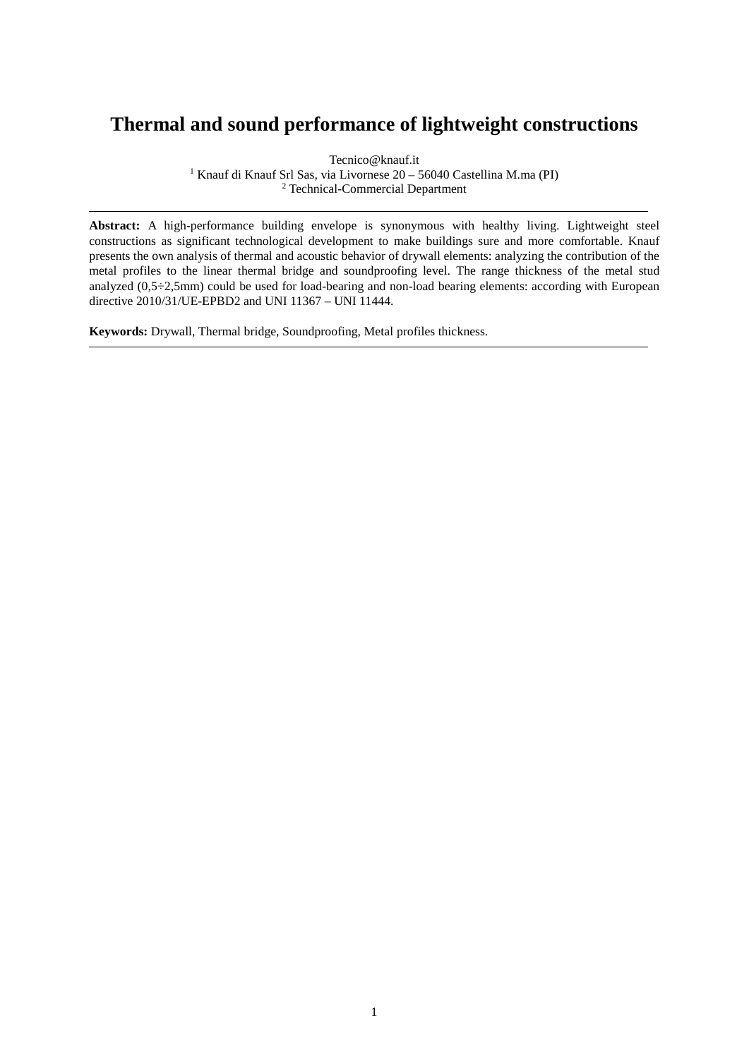# Thermal and sound performance of lightweight constructions

Tecnico@knauf.it
[1] Knauf di Knauf Srl Sas, via Livornese 20 – 56040 Castellina M.ma (PI)
[2] Technical-Commercial Department

---

**Abstract:** A high-performance building envelope is synonymous with healthy living. Lightweight steel constructions as significant technological development to make buildings sure and more comfortable. Knauf presents the own analysis of thermal and acoustic behavior of drywall elements: analyzing the contribution of the metal profiles to the linear thermal bridge and soundproofing level. The range thickness of the metal stud analyzed (0,5÷2,5mm) could be used for load-bearing and non-load bearing elements: according with European directive 2010/31/UE-EPBD2 and UNI 11367 – UNI 11444.

**Keywords:** Drywall, Thermal bridge, Soundproofing, Metal profiles thickness.

---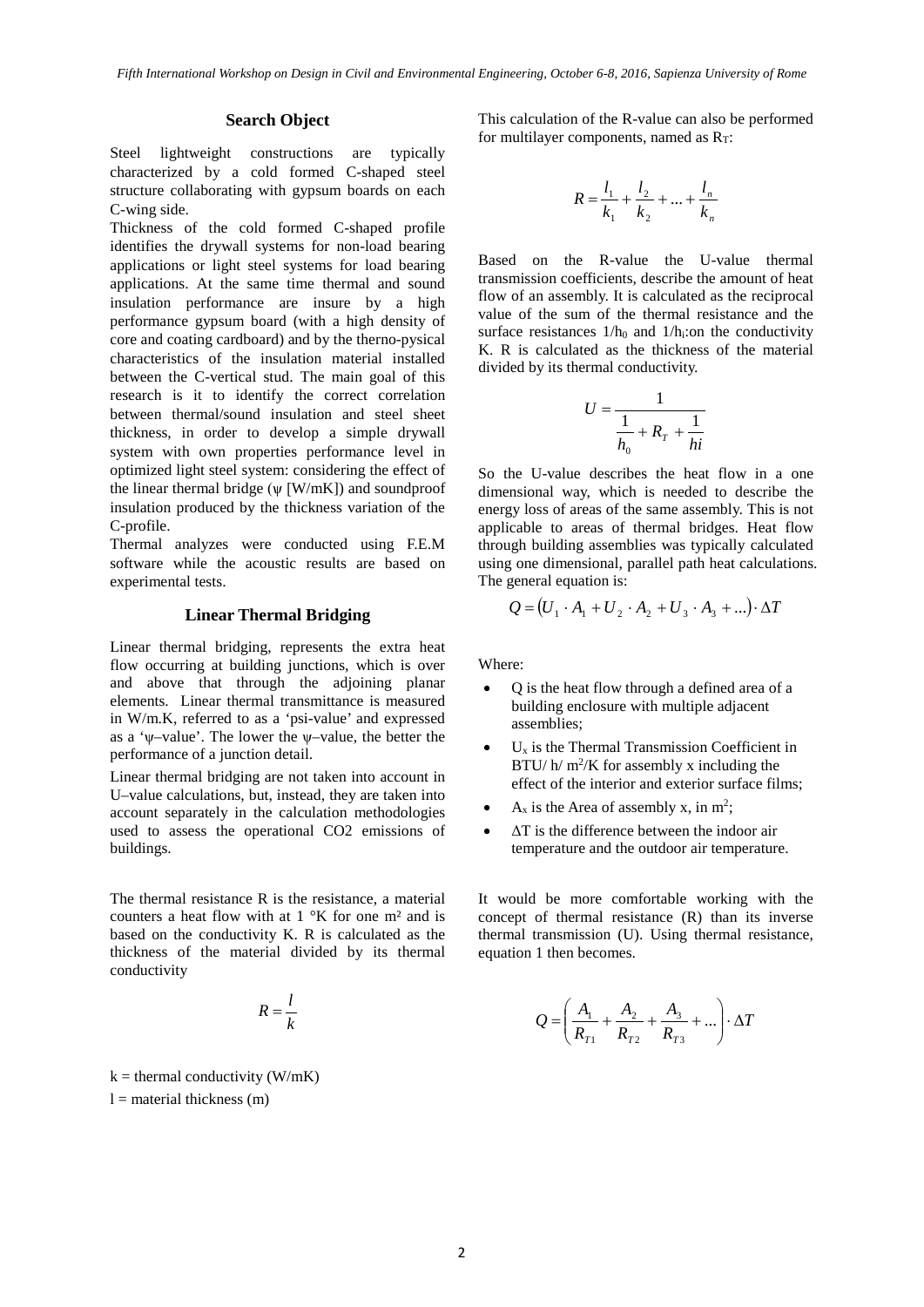## Search Object

Steel lightweight constructions are typically characterized by a cold formed C-shaped steel structure collaborating with gypsum boards on each C-wing side.

Thickness of the cold formed C-shaped profile identifies the drywall systems for non-load bearing applications or light steel systems for load bearing applications. At the same time thermal and sound insulation performance are insure by a high performance gypsum board (with a high density of core and coating cardboard) and by the therno-pysical characteristics of the insulation material installed between the C-vertical stud. The main goal of this research is it to identify the correct correlation between thermal/sound insulation and steel sheet thickness, in order to develop a simple drywall system with own properties performance level in optimized light steel system: considering the effect of the linear thermal bridge (ψ [W/mK]) and soundproof insulation produced by the thickness variation of the C-profile.

Thermal analyzes were conducted using F.E.M software while the acoustic results are based on experimental tests.

## Linear Thermal Bridging

Linear thermal bridging, represents the extra heat flow occurring at building junctions, which is over and above that through the adjoining planar elements. Linear thermal transmittance is measured in W/m.K, referred to as a 'psi-value' and expressed as a 'ψ–value'. The lower the ψ–value, the better the performance of a junction detail.

Linear thermal bridging are not taken into account in U–value calculations, but, instead, they are taken into account separately in the calculation methodologies used to assess the operational CO2 emissions of buildings.

The thermal resistance R is the resistance, a material counters a heat flow with at 1 °K for one m² and is based on the conductivity K. R is calculated as the thickness of the material divided by its thermal conductivity

$$R = \frac{l}{k}$$

k = thermal conductivity (W/mK)

l = material thickness (m)

This calculation of the R-value can also be performed for multilayer components, named as $R_T$:

$$R = \frac{l_1}{k_1} + \frac{l_2}{k_2} + ... + \frac{l_n}{k_n}$$

Based on the R-value the U-value thermal transmission coefficients, describe the amount of heat flow of an assembly. It is calculated as the reciprocal value of the sum of the thermal resistance and the surface resistances $1/h_0$ and $1/h_i$:on the conductivity K. R is calculated as the thickness of the material divided by its thermal conductivity.

$$U = \frac{1}{\frac{1}{h_0} + R_T + \frac{1}{hi}}$$

So the U-value describes the heat flow in a one dimensional way, which is needed to describe the energy loss of areas of the same assembly. This is not applicable to areas of thermal bridges. Heat flow through building assemblies was typically calculated using one dimensional, parallel path heat calculations. The general equation is:

$$Q = (U_1 \cdot A_1 + U_2 \cdot A_2 + U_3 \cdot A_3 + ...) \cdot \Delta T$$

Where:

- Q is the heat flow through a defined area of a building enclosure with multiple adjacent assemblies;
- $U_x$ is the Thermal Transmission Coefficient in BTU/ h/ $m^2$/K for assembly x including the effect of the interior and exterior surface films;
- $A_x$ is the Area of assembly x, in $m^2$;
- ΔT is the difference between the indoor air temperature and the outdoor air temperature.

It would be more comfortable working with the concept of thermal resistance (R) than its inverse thermal transmission (U). Using thermal resistance, equation 1 then becomes.

$$Q = \left( \frac{A_1}{R_{T1}} + \frac{A_2}{R_{T2}} + \frac{A_3}{R_{T3}} + ... \right) \cdot \Delta T$$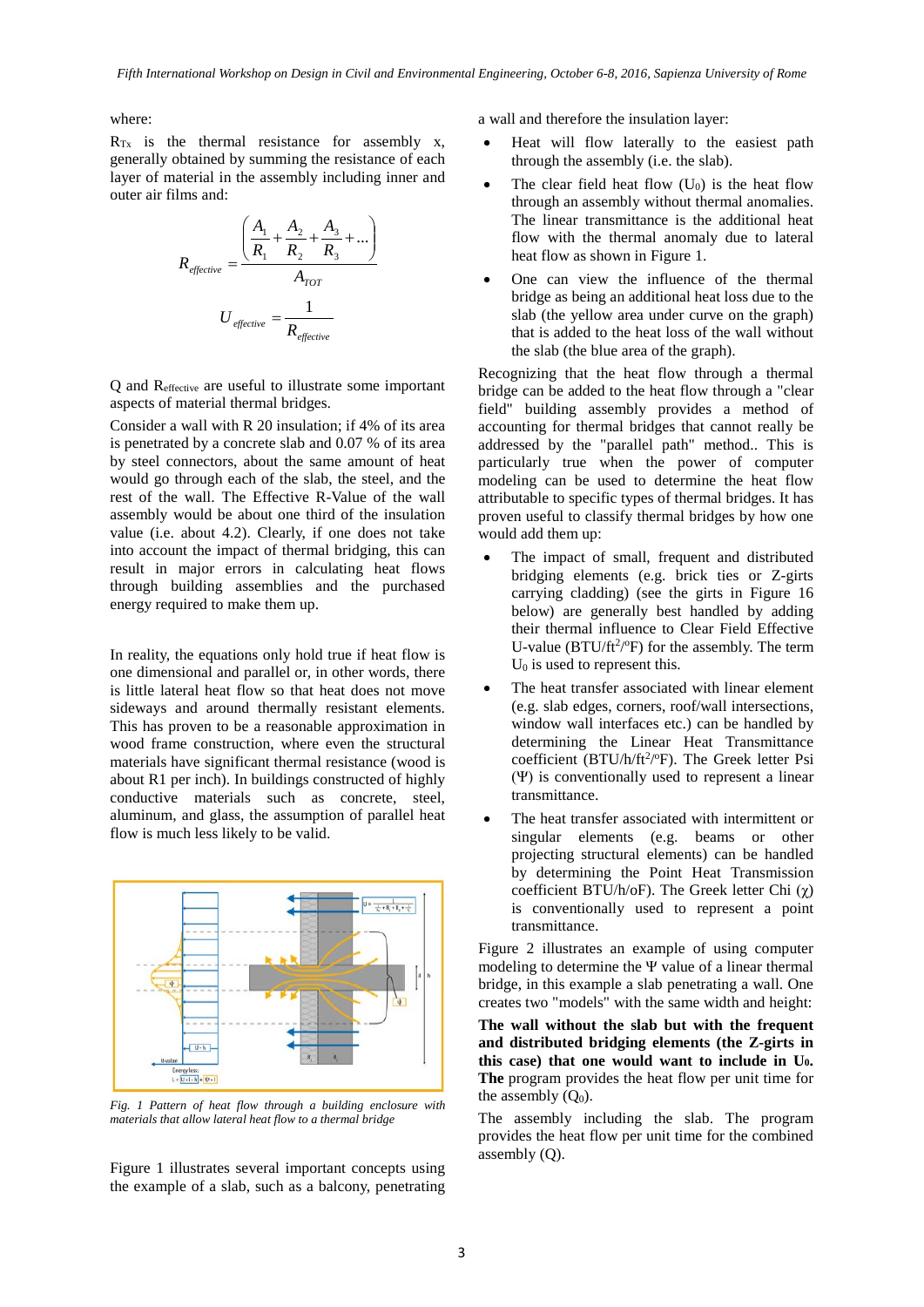where:

$R_{Tx}$ is the thermal resistance for assembly x, generally obtained by summing the resistance of each layer of material in the assembly including inner and outer air films and:

$$R_{effective} = \frac{\left(\frac{A_1}{R_1} + \frac{A_2}{R_2} + \frac{A_3}{R_3} + ...\right)}{A_{TOT}}$$

$$U_{effective} = \frac{1}{R_{effective}}$$

Q and $R_{effective}$ are useful to illustrate some important aspects of material thermal bridges.

Consider a wall with R 20 insulation; if 4% of its area is penetrated by a concrete slab and 0.07 % of its area by steel connectors, about the same amount of heat would go through each of the slab, the steel, and the rest of the wall. The Effective R-Value of the wall assembly would be about one third of the insulation value (i.e. about 4.2). Clearly, if one does not take into account the impact of thermal bridging, this can result in major errors in calculating heat flows through building assemblies and the purchased energy required to make them up.

In reality, the equations only hold true if heat flow is one dimensional and parallel or, in other words, there is little lateral heat flow so that heat does not move sideways and around thermally resistant elements. This has proven to be a reasonable approximation in wood frame construction, where even the structural materials have significant thermal resistance (wood is about R1 per inch). In buildings constructed of highly conductive materials such as concrete, steel, aluminum, and glass, the assumption of parallel heat flow is much less likely to be valid.

*Fig. 1 Pattern of heat flow through a building enclosure with materials that allow lateral heat flow to a thermal bridge*

Figure 1 illustrates several important concepts using the example of a slab, such as a balcony, penetrating a wall and therefore the insulation layer:

- Heat will flow laterally to the easiest path through the assembly (i.e. the slab).
- The clear field heat flow ($U_0$) is the heat flow through an assembly without thermal anomalies. The linear transmittance is the additional heat flow with the thermal anomaly due to lateral heat flow as shown in Figure 1.
- One can view the influence of the thermal bridge as being an additional heat loss due to the slab (the yellow area under curve on the graph) that is added to the heat loss of the wall without the slab (the blue area of the graph).

Recognizing that the heat flow through a thermal bridge can be added to the heat flow through a "clear field" building assembly provides a method of accounting for thermal bridges that cannot really be addressed by the "parallel path" method.. This is particularly true when the power of computer modeling can be used to determine the heat flow attributable to specific types of thermal bridges. It has proven useful to classify thermal bridges by how one would add them up:

- The impact of small, frequent and distributed bridging elements (e.g. brick ties or Z-girts carrying cladding) (see the girts in Figure 16 below) are generally best handled by adding their thermal influence to Clear Field Effective U-value (BTU/ft$^2$/°F) for the assembly. The term $U_0$ is used to represent this.
- The heat transfer associated with linear element (e.g. slab edges, corners, roof/wall intersections, window wall interfaces etc.) can be handled by determining the Linear Heat Transmittance coefficient (BTU/h/ft$^2$/°F). The Greek letter Psi ($\Psi$) is conventionally used to represent a linear transmittance.
- The heat transfer associated with intermittent or singular elements (e.g. beams or other projecting structural elements) can be handled by determining the Point Heat Transmission coefficient BTU/h/oF). The Greek letter Chi ($\chi$) is conventionally used to represent a point transmittance.

Figure 2 illustrates an example of using computer modeling to determine the $\Psi$ value of a linear thermal bridge, in this example a slab penetrating a wall. One creates two "models" with the same width and height:

**The wall without the slab but with the frequent and distributed bridging elements (the Z-girts in this case) that one would want to include in $U_0$. The** program provides the heat flow per unit time for the assembly ($Q_0$).

The assembly including the slab. The program provides the heat flow per unit time for the combined assembly (Q).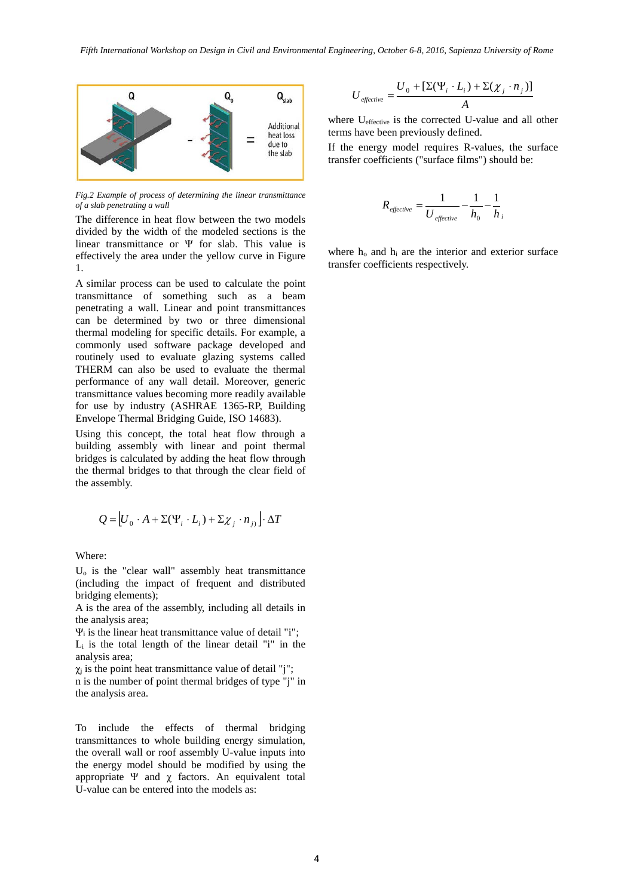Q

$Q_0$

$Q_{slab}$

Additional heat loss due to the slab

*Fig.2 Example of process of determining the linear transmittance of a slab penetrating a wall*

The difference in heat flow between the two models divided by the width of the modeled sections is the linear transmittance or Ψ for slab. This value is effectively the area under the yellow curve in Figure 1.

A similar process can be used to calculate the point transmittance of something such as a beam penetrating a wall. Linear and point transmittances can be determined by two or three dimensional thermal modeling for specific details. For example, a commonly used software package developed and routinely used to evaluate glazing systems called THERM can also be used to evaluate the thermal performance of any wall detail. Moreover, generic transmittance values becoming more readily available for use by industry (ASHRAE 1365-RP, Building Envelope Thermal Bridging Guide, ISO 14683).

Using this concept, the total heat flow through a building assembly with linear and point thermal bridges is calculated by adding the heat flow through the thermal bridges to that through the clear field of the assembly.

$$Q = \left[U_0 \cdot A + \Sigma(\Psi_i \cdot L_i) + \Sigma\chi_j \cdot n_{j)}\right] \cdot \Delta T$$

Where:

$U_o$ is the "clear wall" assembly heat transmittance (including the impact of frequent and distributed bridging elements);

A is the area of the assembly, including all details in the analysis area;

$\Psi_i$ is the linear heat transmittance value of detail "i";

$L_i$ is the total length of the linear detail "i" in the analysis area;

$\chi_j$ is the point heat transmittance value of detail "j";

n is the number of point thermal bridges of type "j" in the analysis area.

To include the effects of thermal bridging transmittances to whole building energy simulation, the overall wall or roof assembly U-value inputs into the energy model should be modified by using the appropriate Ψ and χ factors. An equivalent total U-value can be entered into the models as:

$$U_{effective} = \frac{U_0 + [\Sigma(\Psi_i \cdot L_i) + \Sigma(\chi_j \cdot n_j)]}{A}$$

where $U_{effective}$ is the corrected U-value and all other terms have been previously defined.

If the energy model requires R-values, the surface transfer coefficients ("surface films") should be:

$$R_{effective} = \frac{1}{U_{effective}} - \frac{1}{h_0} - \frac{1}{h_i}$$

where $h_o$ and $h_i$ are the interior and exterior surface transfer coefficients respectively.